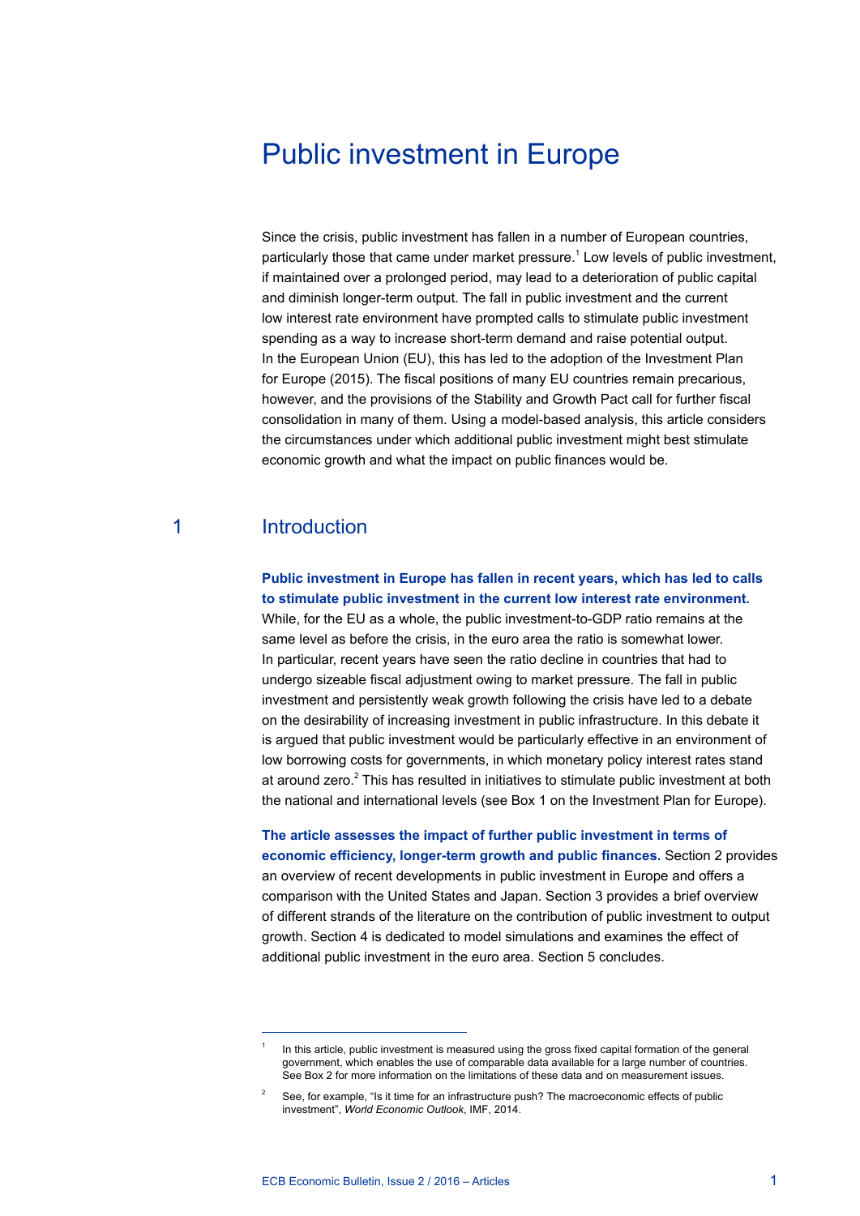# Public investment in Europe

Since the crisis, public investment has fallen in a number of European countries, particularly those that came under market pressure.[1] Low levels of public investment, if maintained over a prolonged period, may lead to a deterioration of public capital and diminish longer-term output. The fall in public investment and the current low interest rate environment have prompted calls to stimulate public investment spending as a way to increase short-term demand and raise potential output. In the European Union (EU), this has led to the adoption of the Investment Plan for Europe (2015). The fiscal positions of many EU countries remain precarious, however, and the provisions of the Stability and Growth Pact call for further fiscal consolidation in many of them. Using a model-based analysis, this article considers the circumstances under which additional public investment might best stimulate economic growth and what the impact on public finances would be.

## 1 Introduction

**Public investment in Europe has fallen in recent years, which has led to calls to stimulate public investment in the current low interest rate environment.** While, for the EU as a whole, the public investment-to-GDP ratio remains at the same level as before the crisis, in the euro area the ratio is somewhat lower. In particular, recent years have seen the ratio decline in countries that had to undergo sizeable fiscal adjustment owing to market pressure. The fall in public investment and persistently weak growth following the crisis have led to a debate on the desirability of increasing investment in public infrastructure. In this debate it is argued that public investment would be particularly effective in an environment of low borrowing costs for governments, in which monetary policy interest rates stand at around zero.[2] This has resulted in initiatives to stimulate public investment at both the national and international levels (see Box 1 on the Investment Plan for Europe).

**The article assesses the impact of further public investment in terms of economic efficiency, longer-term growth and public finances.** Section 2 provides an overview of recent developments in public investment in Europe and offers a comparison with the United States and Japan. Section 3 provides a brief overview of different strands of the literature on the contribution of public investment to output growth. Section 4 is dedicated to model simulations and examines the effect of additional public investment in the euro area. Section 5 concludes.

---

[1] In this article, public investment is measured using the gross fixed capital formation of the general government, which enables the use of comparable data available for a large number of countries. See Box 2 for more information on the limitations of these data and on measurement issues.

[2] See, for example, "Is it time for an infrastructure push? The macroeconomic effects of public investment", *World Economic Outlook*, IMF, 2014.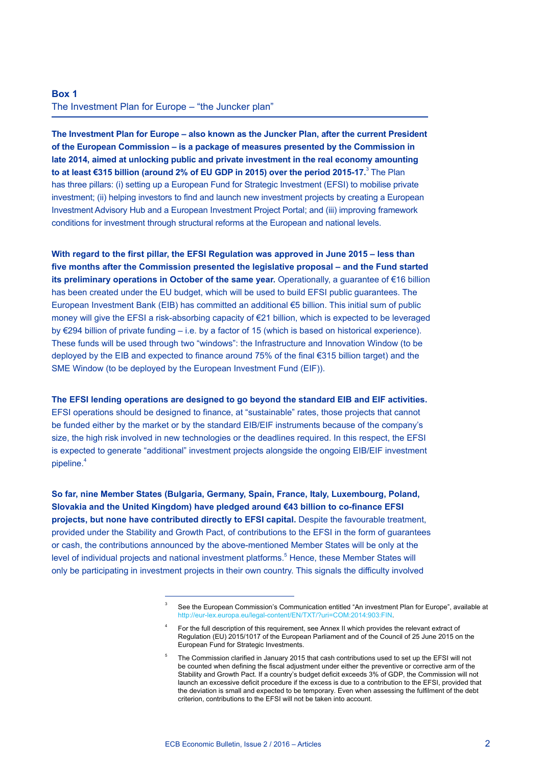## Box 1
The Investment Plan for Europe – "the Juncker plan"

**The Investment Plan for Europe – also known as the Juncker Plan, after the current President of the European Commission – is a package of measures presented by the Commission in late 2014, aimed at unlocking public and private investment in the real economy amounting to at least €315 billion (around 2% of EU GDP in 2015) over the period 2015-17.**[3] The Plan has three pillars: (i) setting up a European Fund for Strategic Investment (EFSI) to mobilise private investment; (ii) helping investors to find and launch new investment projects by creating a European Investment Advisory Hub and a European Investment Project Portal; and (iii) improving framework conditions for investment through structural reforms at the European and national levels.

**With regard to the first pillar, the EFSI Regulation was approved in June 2015 – less than five months after the Commission presented the legislative proposal – and the Fund started its preliminary operations in October of the same year.** Operationally, a guarantee of €16 billion has been created under the EU budget, which will be used to build EFSI public guarantees. The European Investment Bank (EIB) has committed an additional €5 billion. This initial sum of public money will give the EFSI a risk-absorbing capacity of €21 billion, which is expected to be leveraged by €294 billion of private funding – i.e. by a factor of 15 (which is based on historical experience). These funds will be used through two "windows": the Infrastructure and Innovation Window (to be deployed by the EIB and expected to finance around 75% of the final €315 billion target) and the SME Window (to be deployed by the European Investment Fund (EIF)).

**The EFSI lending operations are designed to go beyond the standard EIB and EIF activities.** EFSI operations should be designed to finance, at "sustainable" rates, those projects that cannot be funded either by the market or by the standard EIB/EIF instruments because of the company's size, the high risk involved in new technologies or the deadlines required. In this respect, the EFSI is expected to generate "additional" investment projects alongside the ongoing EIB/EIF investment pipeline.[4]

**So far, nine Member States (Bulgaria, Germany, Spain, France, Italy, Luxembourg, Poland, Slovakia and the United Kingdom) have pledged around €43 billion to co-finance EFSI projects, but none have contributed directly to EFSI capital.** Despite the favourable treatment, provided under the Stability and Growth Pact, of contributions to the EFSI in the form of guarantees or cash, the contributions announced by the above-mentioned Member States will be only at the level of individual projects and national investment platforms.[5] Hence, these Member States will only be participating in investment projects in their own country. This signals the difficulty involved

---

[3] See the European Commission's Communication entitled "An investment Plan for Europe", available at http://eur-lex.europa.eu/legal-content/EN/TXT/?uri=COM:2014:903:FIN.

[4] For the full description of this requirement, see Annex II which provides the relevant extract of Regulation (EU) 2015/1017 of the European Parliament and of the Council of 25 June 2015 on the European Fund for Strategic Investments.

[5] The Commission clarified in January 2015 that cash contributions used to set up the EFSI will not be counted when defining the fiscal adjustment under either the preventive or corrective arm of the Stability and Growth Pact. If a country's budget deficit exceeds 3% of GDP, the Commission will not launch an excessive deficit procedure if the excess is due to a contribution to the EFSI, provided that the deviation is small and expected to be temporary. Even when assessing the fulfilment of the debt criterion, contributions to the EFSI will not be taken into account.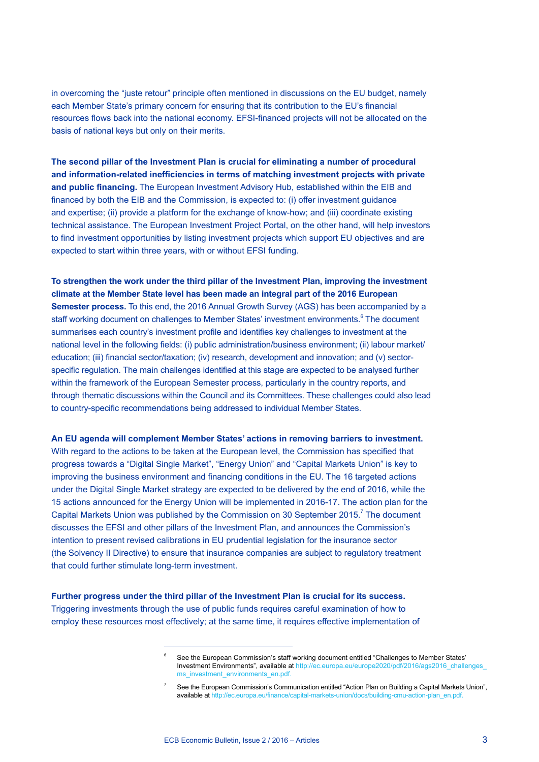in overcoming the "juste retour" principle often mentioned in discussions on the EU budget, namely each Member State's primary concern for ensuring that its contribution to the EU's financial resources flows back into the national economy. EFSI-financed projects will not be allocated on the basis of national keys but only on their merits.

**The second pillar of the Investment Plan is crucial for eliminating a number of procedural and information-related inefficiencies in terms of matching investment projects with private and public financing.** The European Investment Advisory Hub, established within the EIB and financed by both the EIB and the Commission, is expected to: (i) offer investment guidance and expertise; (ii) provide a platform for the exchange of know-how; and (iii) coordinate existing technical assistance. The European Investment Project Portal, on the other hand, will help investors to find investment opportunities by listing investment projects which support EU objectives and are expected to start within three years, with or without EFSI funding.

**To strengthen the work under the third pillar of the Investment Plan, improving the investment climate at the Member State level has been made an integral part of the 2016 European Semester process.** To this end, the 2016 Annual Growth Survey (AGS) has been accompanied by a staff working document on challenges to Member States' investment environments.[6] The document summarises each country's investment profile and identifies key challenges to investment at the national level in the following fields: (i) public administration/business environment; (ii) labour market/education; (iii) financial sector/taxation; (iv) research, development and innovation; and (v) sector-specific regulation. The main challenges identified at this stage are expected to be analysed further within the framework of the European Semester process, particularly in the country reports, and through thematic discussions within the Council and its Committees. These challenges could also lead to country-specific recommendations being addressed to individual Member States.

**An EU agenda will complement Member States' actions in removing barriers to investment.** With regard to the actions to be taken at the European level, the Commission has specified that progress towards a "Digital Single Market", "Energy Union" and "Capital Markets Union" is key to improving the business environment and financing conditions in the EU. The 16 targeted actions under the Digital Single Market strategy are expected to be delivered by the end of 2016, while the 15 actions announced for the Energy Union will be implemented in 2016-17. The action plan for the Capital Markets Union was published by the Commission on 30 September 2015.[7] The document discusses the EFSI and other pillars of the Investment Plan, and announces the Commission's intention to present revised calibrations in EU prudential legislation for the insurance sector (the Solvency II Directive) to ensure that insurance companies are subject to regulatory treatment that could further stimulate long-term investment.

**Further progress under the third pillar of the Investment Plan is crucial for its success.** Triggering investments through the use of public funds requires careful examination of how to employ these resources most effectively; at the same time, it requires effective implementation of

---

[6] See the European Commission's staff working document entitled "Challenges to Member States' Investment Environments", available at http://ec.europa.eu/europe2020/pdf/2016/ags2016_challenges_ms_investment_environments_en.pdf.

[7] See the European Commission's Communication entitled "Action Plan on Building a Capital Markets Union", available at http://ec.europa.eu/finance/capital-markets-union/docs/building-cmu-action-plan_en.pdf.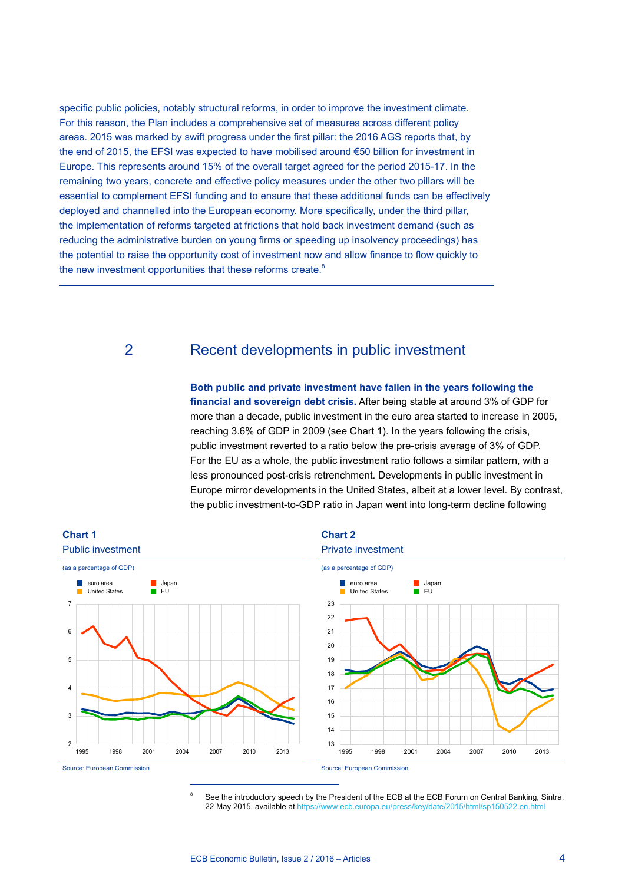specific public policies, notably structural reforms, in order to improve the investment climate. For this reason, the Plan includes a comprehensive set of measures across different policy areas. 2015 was marked by swift progress under the first pillar: the 2016 AGS reports that, by the end of 2015, the EFSI was expected to have mobilised around €50 billion for investment in Europe. This represents around 15% of the overall target agreed for the period 2015-17. In the remaining two years, concrete and effective policy measures under the other two pillars will be essential to complement EFSI funding and to ensure that these additional funds can be effectively deployed and channelled into the European economy. More specifically, under the third pillar, the implementation of reforms targeted at frictions that hold back investment demand (such as reducing the administrative burden on young firms or speeding up insolvency proceedings) has the potential to raise the opportunity cost of investment now and allow finance to flow quickly to the new investment opportunities that these reforms create.[8]

## 2 Recent developments in public investment

**Both public and private investment have fallen in the years following the financial and sovereign debt crisis.** After being stable at around 3% of GDP for more than a decade, public investment in the euro area started to increase in 2005, reaching 3.6% of GDP in 2009 (see Chart 1). In the years following the crisis, public investment reverted to a ratio below the pre-crisis average of 3% of GDP. For the EU as a whole, the public investment ratio follows a similar pattern, with a less pronounced post-crisis retrenchment. Developments in public investment in Europe mirror developments in the United States, albeit at a lower level. By contrast, the public investment-to-GDP ratio in Japan went into long-term decline following

**Chart 1**
Public investment

(as a percentage of GDP)

Legend: euro area, Japan, United States, EU

Source: European Commission.

**Chart 2**
Private investment

(as a percentage of GDP)

Legend: euro area, Japan, United States, EU

Source: European Commission.

[8] See the introductory speech by the President of the ECB at the ECB Forum on Central Banking, Sintra, 22 May 2015, available at https://www.ecb.europa.eu/press/key/date/2015/html/sp150522.en.html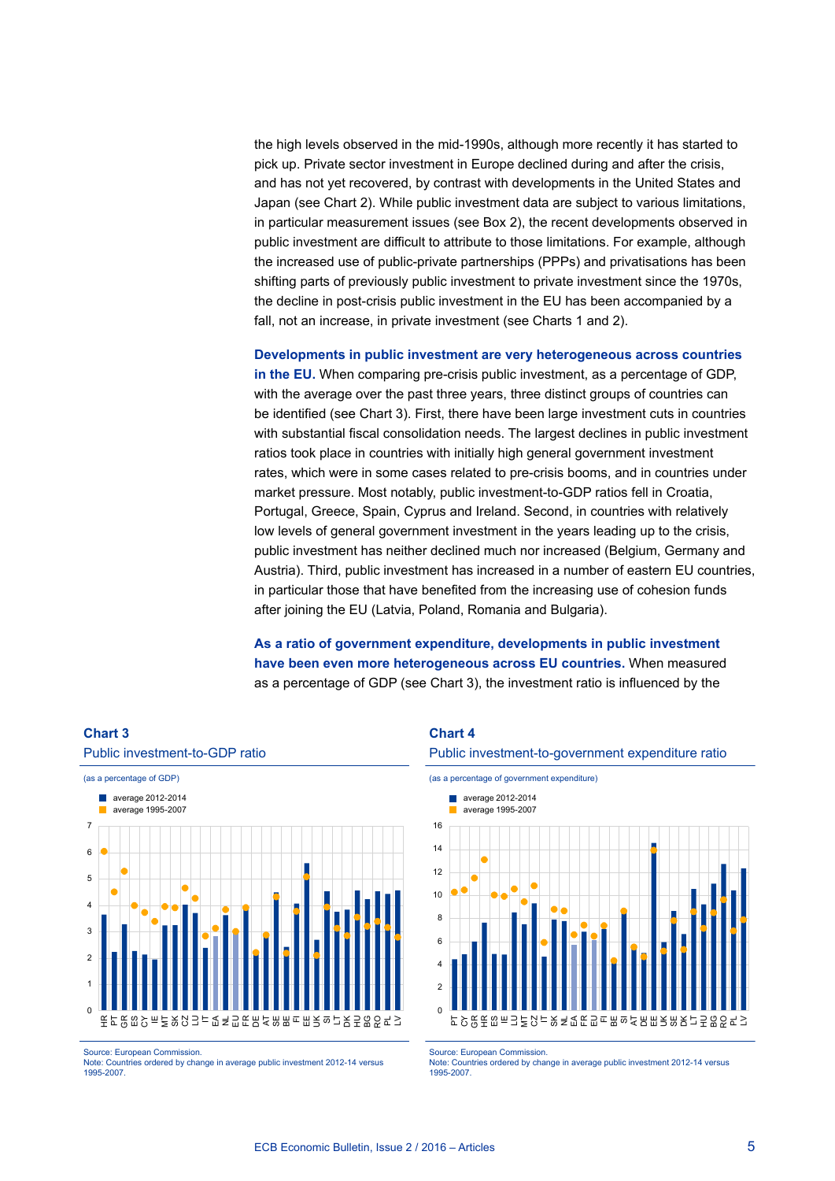the high levels observed in the mid-1990s, although more recently it has started to pick up. Private sector investment in Europe declined during and after the crisis, and has not yet recovered, by contrast with developments in the United States and Japan (see Chart 2). While public investment data are subject to various limitations, in particular measurement issues (see Box 2), the recent developments observed in public investment are difficult to attribute to those limitations. For example, although the increased use of public-private partnerships (PPPs) and privatisations has been shifting parts of previously public investment to private investment since the 1970s, the decline in post-crisis public investment in the EU has been accompanied by a fall, not an increase, in private investment (see Charts 1 and 2).

**Developments in public investment are very heterogeneous across countries in the EU.** When comparing pre-crisis public investment, as a percentage of GDP, with the average over the past three years, three distinct groups of countries can be identified (see Chart 3). First, there have been large investment cuts in countries with substantial fiscal consolidation needs. The largest declines in public investment ratios took place in countries with initially high general government investment rates, which were in some cases related to pre-crisis booms, and in countries under market pressure. Most notably, public investment-to-GDP ratios fell in Croatia, Portugal, Greece, Spain, Cyprus and Ireland. Second, in countries with relatively low levels of general government investment in the years leading up to the crisis, public investment has neither declined much nor increased (Belgium, Germany and Austria). Third, public investment has increased in a number of eastern EU countries, in particular those that have benefited from the increasing use of cohesion funds after joining the EU (Latvia, Poland, Romania and Bulgaria).

**As a ratio of government expenditure, developments in public investment have been even more heterogeneous across EU countries.** When measured as a percentage of GDP (see Chart 3), the investment ratio is influenced by the

**Chart 3**

Public investment-to-GDP ratio

(as a percentage of GDP)

- average 2012-2014
- average 1995-2007

Source: European Commission.
Note: Countries ordered by change in average public investment 2012-14 versus 1995-2007.

**Chart 4**

Public investment-to-government expenditure ratio

(as a percentage of government expenditure)

- average 2012-2014
- average 1995-2007

Source: European Commission.
Note: Countries ordered by change in average public investment 2012-14 versus 1995-2007.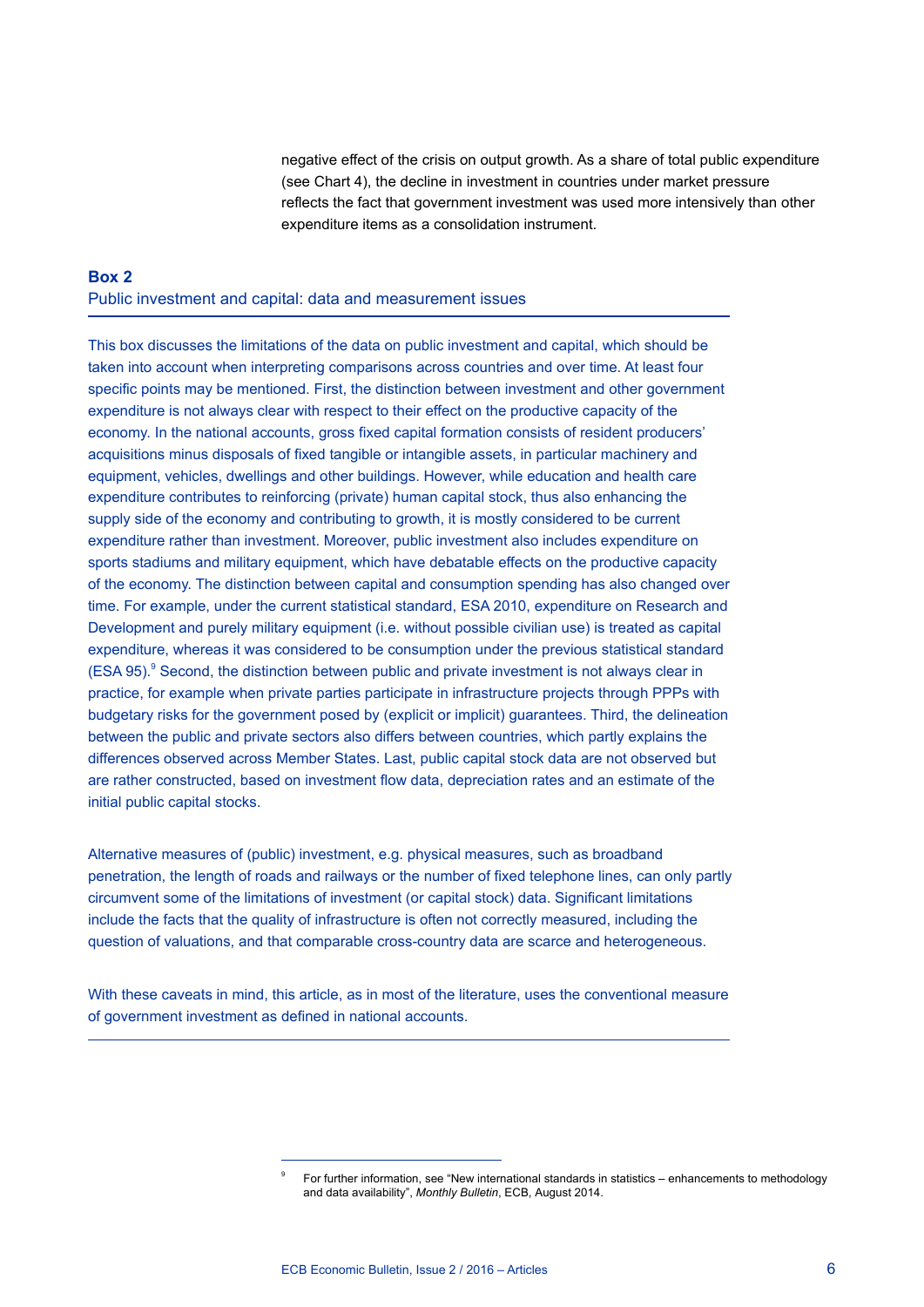negative effect of the crisis on output growth. As a share of total public expenditure (see Chart 4), the decline in investment in countries under market pressure reflects the fact that government investment was used more intensively than other expenditure items as a consolidation instrument.

### Box 2

### Public investment and capital: data and measurement issues

This box discusses the limitations of the data on public investment and capital, which should be taken into account when interpreting comparisons across countries and over time. At least four specific points may be mentioned. First, the distinction between investment and other government expenditure is not always clear with respect to their effect on the productive capacity of the economy. In the national accounts, gross fixed capital formation consists of resident producers' acquisitions minus disposals of fixed tangible or intangible assets, in particular machinery and equipment, vehicles, dwellings and other buildings. However, while education and health care expenditure contributes to reinforcing (private) human capital stock, thus also enhancing the supply side of the economy and contributing to growth, it is mostly considered to be current expenditure rather than investment. Moreover, public investment also includes expenditure on sports stadiums and military equipment, which have debatable effects on the productive capacity of the economy. The distinction between capital and consumption spending has also changed over time. For example, under the current statistical standard, ESA 2010, expenditure on Research and Development and purely military equipment (i.e. without possible civilian use) is treated as capital expenditure, whereas it was considered to be consumption under the previous statistical standard (ESA 95).[9] Second, the distinction between public and private investment is not always clear in practice, for example when private parties participate in infrastructure projects through PPPs with budgetary risks for the government posed by (explicit or implicit) guarantees. Third, the delineation between the public and private sectors also differs between countries, which partly explains the differences observed across Member States. Last, public capital stock data are not observed but are rather constructed, based on investment flow data, depreciation rates and an estimate of the initial public capital stocks.

Alternative measures of (public) investment, e.g. physical measures, such as broadband penetration, the length of roads and railways or the number of fixed telephone lines, can only partly circumvent some of the limitations of investment (or capital stock) data. Significant limitations include the facts that the quality of infrastructure is often not correctly measured, including the question of valuations, and that comparable cross-country data are scarce and heterogeneous.

With these caveats in mind, this article, as in most of the literature, uses the conventional measure of government investment as defined in national accounts.

---

[9] For further information, see "New international standards in statistics – enhancements to methodology and data availability", *Monthly Bulletin*, ECB, August 2014.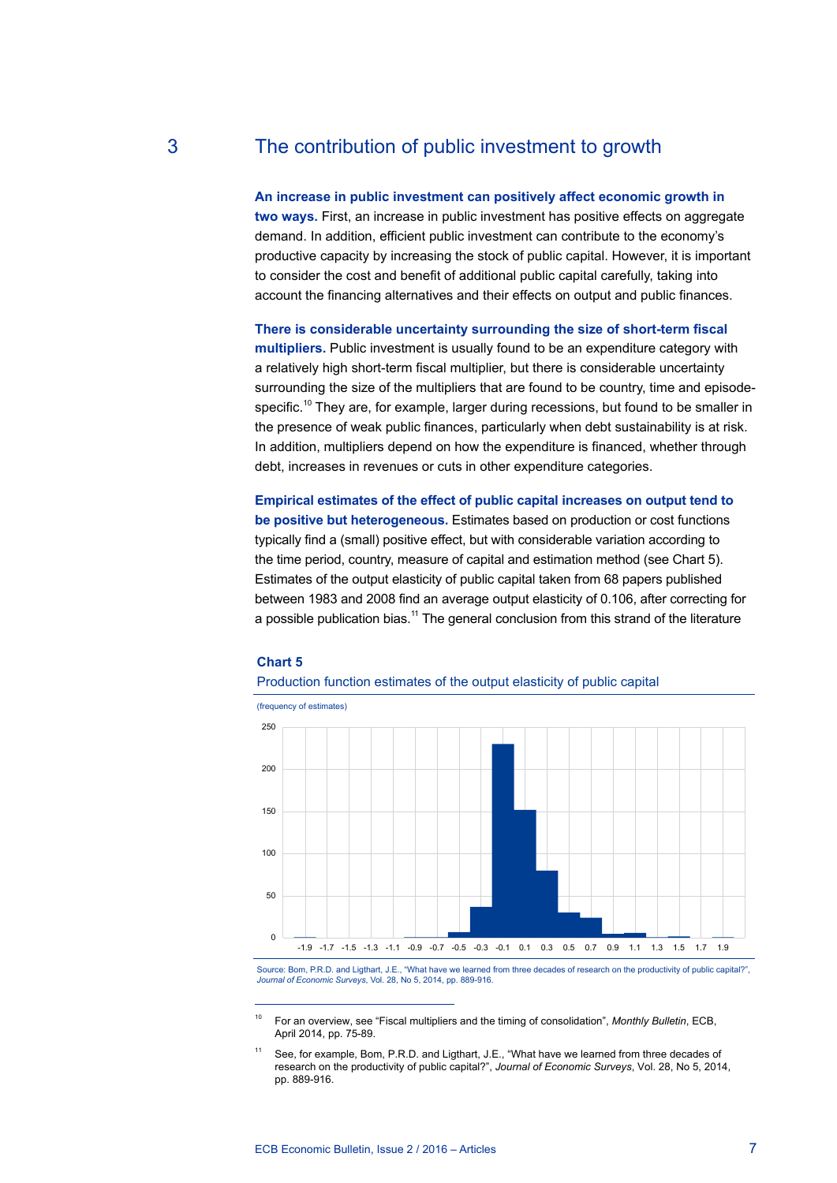## 3 The contribution of public investment to growth

**An increase in public investment can positively affect economic growth in two ways.** First, an increase in public investment has positive effects on aggregate demand. In addition, efficient public investment can contribute to the economy's productive capacity by increasing the stock of public capital. However, it is important to consider the cost and benefit of additional public capital carefully, taking into account the financing alternatives and their effects on output and public finances.

**There is considerable uncertainty surrounding the size of short-term fiscal multipliers.** Public investment is usually found to be an expenditure category with a relatively high short-term fiscal multiplier, but there is considerable uncertainty surrounding the size of the multipliers that are found to be country, time and episode-specific.[10] They are, for example, larger during recessions, but found to be smaller in the presence of weak public finances, particularly when debt sustainability is at risk. In addition, multipliers depend on how the expenditure is financed, whether through debt, increases in revenues or cuts in other expenditure categories.

**Empirical estimates of the effect of public capital increases on output tend to be positive but heterogeneous.** Estimates based on production or cost functions typically find a (small) positive effect, but with considerable variation according to the time period, country, measure of capital and estimation method (see Chart 5). Estimates of the output elasticity of public capital taken from 68 papers published between 1983 and 2008 find an average output elasticity of 0.106, after correcting for a possible publication bias.[11] The general conclusion from this strand of the literature

**Chart 5**

Production function estimates of the output elasticity of public capital

(frequency of estimates)

Source: Bom, P.R.D. and Ligthart, J.E., "What have we learned from three decades of research on the productivity of public capital?", *Journal of Economic Surveys*, Vol. 28, No 5, 2014, pp. 889-916.

---

[10] For an overview, see "Fiscal multipliers and the timing of consolidation", *Monthly Bulletin*, ECB, April 2014, pp. 75-89.

[11] See, for example, Bom, P.R.D. and Ligthart, J.E., "What have we learned from three decades of research on the productivity of public capital?", *Journal of Economic Surveys*, Vol. 28, No 5, 2014, pp. 889-916.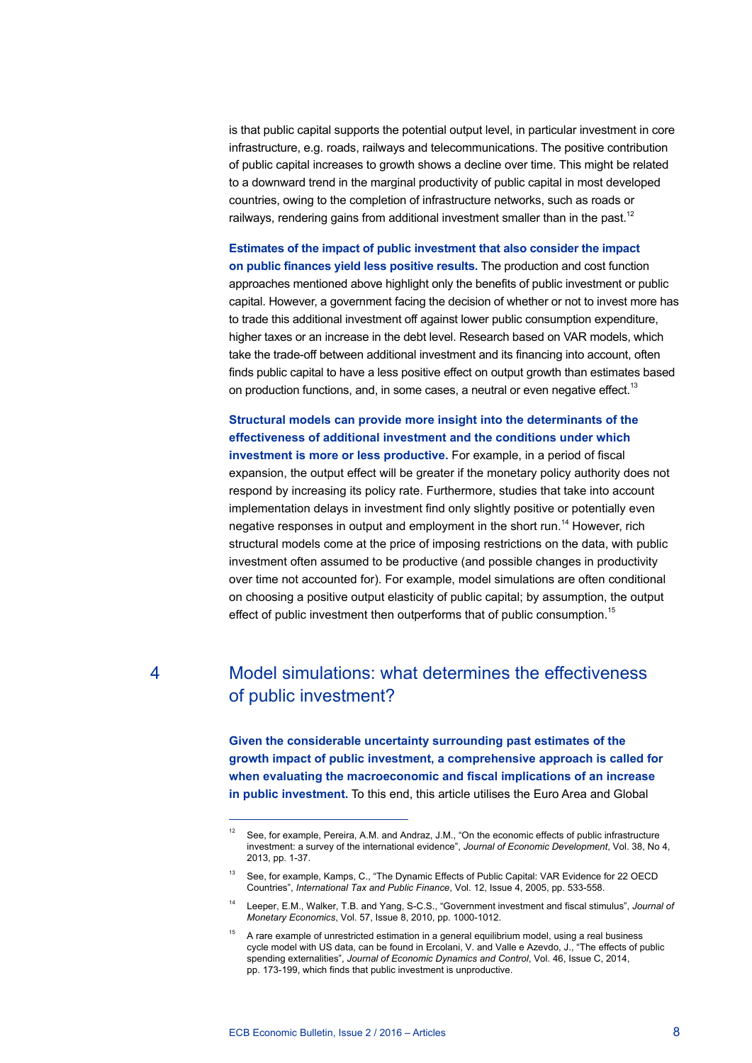is that public capital supports the potential output level, in particular investment in core infrastructure, e.g. roads, railways and telecommunications. The positive contribution of public capital increases to growth shows a decline over time. This might be related to a downward trend in the marginal productivity of public capital in most developed countries, owing to the completion of infrastructure networks, such as roads or railways, rendering gains from additional investment smaller than in the past.[12]

**Estimates of the impact of public investment that also consider the impact on public finances yield less positive results.** The production and cost function approaches mentioned above highlight only the benefits of public investment or public capital. However, a government facing the decision of whether or not to invest more has to trade this additional investment off against lower public consumption expenditure, higher taxes or an increase in the debt level. Research based on VAR models, which take the trade-off between additional investment and its financing into account, often finds public capital to have a less positive effect on output growth than estimates based on production functions, and, in some cases, a neutral or even negative effect.[13]

**Structural models can provide more insight into the determinants of the effectiveness of additional investment and the conditions under which investment is more or less productive.** For example, in a period of fiscal expansion, the output effect will be greater if the monetary policy authority does not respond by increasing its policy rate. Furthermore, studies that take into account implementation delays in investment find only slightly positive or potentially even negative responses in output and employment in the short run.[14] However, rich structural models come at the price of imposing restrictions on the data, with public investment often assumed to be productive (and possible changes in productivity over time not accounted for). For example, model simulations are often conditional on choosing a positive output elasticity of public capital; by assumption, the output effect of public investment then outperforms that of public consumption.[15]

## 4 Model simulations: what determines the effectiveness of public investment?

**Given the considerable uncertainty surrounding past estimates of the growth impact of public investment, a comprehensive approach is called for when evaluating the macroeconomic and fiscal implications of an increase in public investment.** To this end, this article utilises the Euro Area and Global

---

[12] See, for example, Pereira, A.M. and Andraz, J.M., "On the economic effects of public infrastructure investment: a survey of the international evidence", *Journal of Economic Development*, Vol. 38, No 4, 2013, pp. 1-37.

[13] See, for example, Kamps, C., "The Dynamic Effects of Public Capital: VAR Evidence for 22 OECD Countries", *International Tax and Public Finance*, Vol. 12, Issue 4, 2005, pp. 533-558.

[14] Leeper, E.M., Walker, T.B. and Yang, S-C.S., "Government investment and fiscal stimulus", *Journal of Monetary Economics*, Vol. 57, Issue 8, 2010, pp. 1000-1012.

[15] A rare example of unrestricted estimation in a general equilibrium model, using a real business cycle model with US data, can be found in Ercolani, V. and Valle e Azevdo, J., "The effects of public spending externalities", *Journal of Economic Dynamics and Control*, Vol. 46, Issue C, 2014, pp. 173-199, which finds that public investment is unproductive.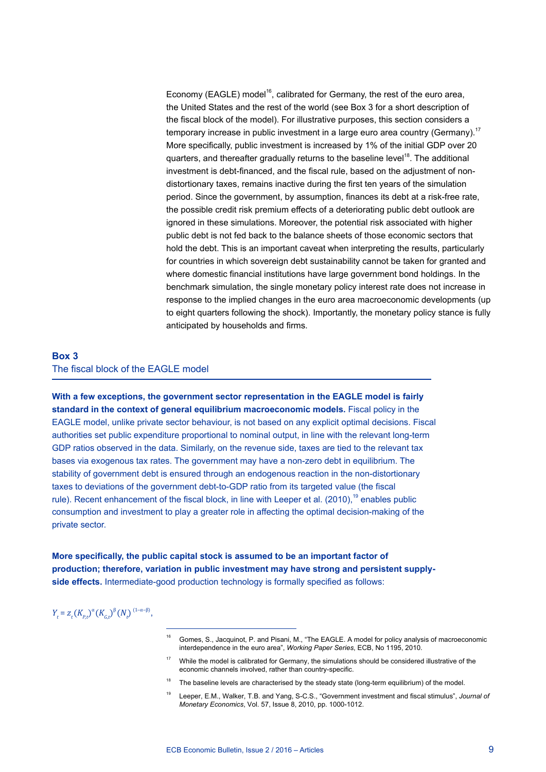Economy (EAGLE) model[16], calibrated for Germany, the rest of the euro area, the United States and the rest of the world (see Box 3 for a short description of the fiscal block of the model). For illustrative purposes, this section considers a temporary increase in public investment in a large euro area country (Germany).[17] More specifically, public investment is increased by 1% of the initial GDP over 20 quarters, and thereafter gradually returns to the baseline level[18]. The additional investment is debt-financed, and the fiscal rule, based on the adjustment of non-distortionary taxes, remains inactive during the first ten years of the simulation period. Since the government, by assumption, finances its debt at a risk-free rate, the possible credit risk premium effects of a deteriorating public debt outlook are ignored in these simulations. Moreover, the potential risk associated with higher public debt is not fed back to the balance sheets of those economic sectors that hold the debt. This is an important caveat when interpreting the results, particularly for countries in which sovereign debt sustainability cannot be taken for granted and where domestic financial institutions have large government bond holdings. In the benchmark simulation, the single monetary policy interest rate does not increase in response to the implied changes in the euro area macroeconomic developments (up to eight quarters following the shock). Importantly, the monetary policy stance is fully anticipated by households and firms.

## Box 3
### The fiscal block of the EAGLE model

**With a few exceptions, the government sector representation in the EAGLE model is fairly standard in the context of general equilibrium macroeconomic models.** Fiscal policy in the EAGLE model, unlike private sector behaviour, is not based on any explicit optimal decisions. Fiscal authorities set public expenditure proportional to nominal output, in line with the relevant long-term GDP ratios observed in the data. Similarly, on the revenue side, taxes are tied to the relevant tax bases via exogenous tax rates. The government may have a non-zero debt in equilibrium. The stability of government debt is ensured through an endogenous reaction in the non-distortionary taxes to deviations of the government debt-to-GDP ratio from its targeted value (the fiscal rule). Recent enhancement of the fiscal block, in line with Leeper et al. (2010),[19] enables public consumption and investment to play a greater role in affecting the optimal decision-making of the private sector.

**More specifically, the public capital stock is assumed to be an important factor of production; therefore, variation in public investment may have strong and persistent supply-side effects.** Intermediate-good production technology is formally specified as follows:

$$Y_t = z_t (K_{P,t})^{\alpha} (K_{G,t})^{\beta} (N_t)^{(1-\alpha-\beta)},$$

---

[16] Gomes, S., Jacquinot, P. and Pisani, M., "The EAGLE. A model for policy analysis of macroeconomic interdependence in the euro area", *Working Paper Series*, ECB, No 1195, 2010.

[17] While the model is calibrated for Germany, the simulations should be considered illustrative of the economic channels involved, rather than country-specific.

[18] The baseline levels are characterised by the steady state (long-term equilibrium) of the model.

[19] Leeper, E.M., Walker, T.B. and Yang, S-C.S., "Government investment and fiscal stimulus", *Journal of Monetary Economics*, Vol. 57, Issue 8, 2010, pp. 1000-1012.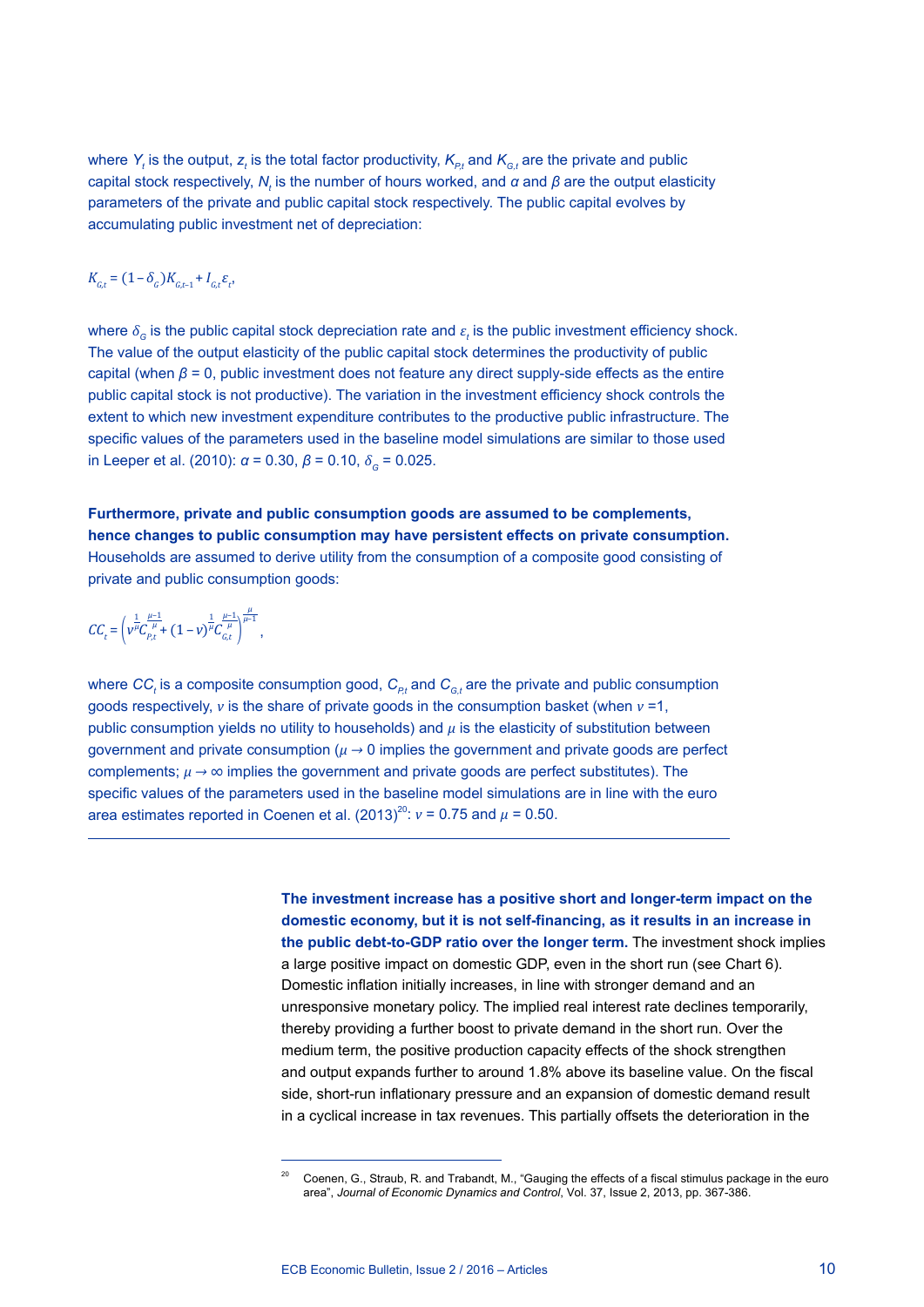where $Y_t$ is the output, $z_t$ is the total factor productivity, $K_{P,t}$ and $K_{G,t}$ are the private and public capital stock respectively, $N_t$ is the number of hours worked, and $\alpha$ and $\beta$ are the output elasticity parameters of the private and public capital stock respectively. The public capital evolves by accumulating public investment net of depreciation:

$$K_{G,t} = (1 - \delta_G)K_{G,t-1} + I_{G,t}\varepsilon_t,$$

where $\delta_G$ is the public capital stock depreciation rate and $\varepsilon_t$ is the public investment efficiency shock. The value of the output elasticity of the public capital stock determines the productivity of public capital (when $\beta = 0$, public investment does not feature any direct supply-side effects as the entire public capital stock is not productive). The variation in the investment efficiency shock controls the extent to which new investment expenditure contributes to the productive public infrastructure. The specific values of the parameters used in the baseline model simulations are similar to those used in Leeper et al. (2010): $\alpha = 0.30$, $\beta = 0.10$, $\delta_G = 0.025$.

**Furthermore, private and public consumption goods are assumed to be complements, hence changes to public consumption may have persistent effects on private consumption.** Households are assumed to derive utility from the consumption of a composite good consisting of private and public consumption goods:

$$CC_t = \left( \nu^{\frac{1}{\mu}} C_{P,t}^{\frac{\mu-1}{\mu}} + (1-\nu)^{\frac{1}{\mu}} C_{G,t}^{\frac{\mu-1}{\mu}} \right)^{\frac{\mu}{\mu-1}},$$

where $CC_t$ is a composite consumption good, $C_{P,t}$ and $C_{G,t}$ are the private and public consumption goods respectively, $\nu$ is the share of private goods in the consumption basket (when $\nu = 1$, public consumption yields no utility to households) and $\mu$ is the elasticity of substitution between government and private consumption ($\mu \to 0$ implies the government and private goods are perfect complements; $\mu \to \infty$ implies the government and private goods are perfect substitutes). The specific values of the parameters used in the baseline model simulations are in line with the euro area estimates reported in Coenen et al. (2013)[20]: $\nu = 0.75$ and $\mu = 0.50$.

---

**The investment increase has a positive short and longer-term impact on the domestic economy, but it is not self-financing, as it results in an increase in the public debt-to-GDP ratio over the longer term.** The investment shock implies a large positive impact on domestic GDP, even in the short run (see Chart 6). Domestic inflation initially increases, in line with stronger demand and an unresponsive monetary policy. The implied real interest rate declines temporarily, thereby providing a further boost to private demand in the short run. Over the medium term, the positive production capacity effects of the shock strengthen and output expands further to around 1.8% above its baseline value. On the fiscal side, short-run inflationary pressure and an expansion of domestic demand result in a cyclical increase in tax revenues. This partially offsets the deterioration in the

[20] Coenen, G., Straub, R. and Trabandt, M., "Gauging the effects of a fiscal stimulus package in the euro area", *Journal of Economic Dynamics and Control*, Vol. 37, Issue 2, 2013, pp. 367-386.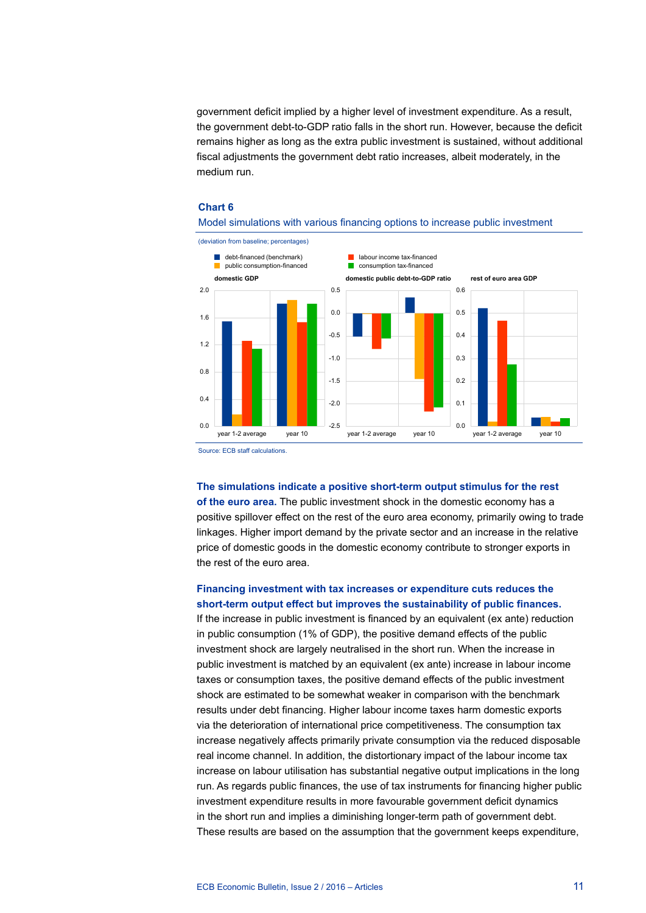government deficit implied by a higher level of investment expenditure. As a result, the government debt-to-GDP ratio falls in the short run. However, because the deficit remains higher as long as the extra public investment is sustained, without additional fiscal adjustments the government debt ratio increases, albeit moderately, in the medium run.

**Chart 6**

Model simulations with various financing options to increase public investment

(deviation from baseline; percentages)

Source: ECB staff calculations.

**The simulations indicate a positive short-term output stimulus for the rest of the euro area.** The public investment shock in the domestic economy has a positive spillover effect on the rest of the euro area economy, primarily owing to trade linkages. Higher import demand by the private sector and an increase in the relative price of domestic goods in the domestic economy contribute to stronger exports in the rest of the euro area.

**Financing investment with tax increases or expenditure cuts reduces the short-term output effect but improves the sustainability of public finances.** If the increase in public investment is financed by an equivalent (ex ante) reduction in public consumption (1% of GDP), the positive demand effects of the public investment shock are largely neutralised in the short run. When the increase in public investment is matched by an equivalent (ex ante) increase in labour income taxes or consumption taxes, the positive demand effects of the public investment shock are estimated to be somewhat weaker in comparison with the benchmark results under debt financing. Higher labour income taxes harm domestic exports via the deterioration of international price competitiveness. The consumption tax increase negatively affects primarily private consumption via the reduced disposable real income channel. In addition, the distortionary impact of the labour income tax increase on labour utilisation has substantial negative output implications in the long run. As regards public finances, the use of tax instruments for financing higher public investment expenditure results in more favourable government deficit dynamics in the short run and implies a diminishing longer-term path of government debt. These results are based on the assumption that the government keeps expenditure,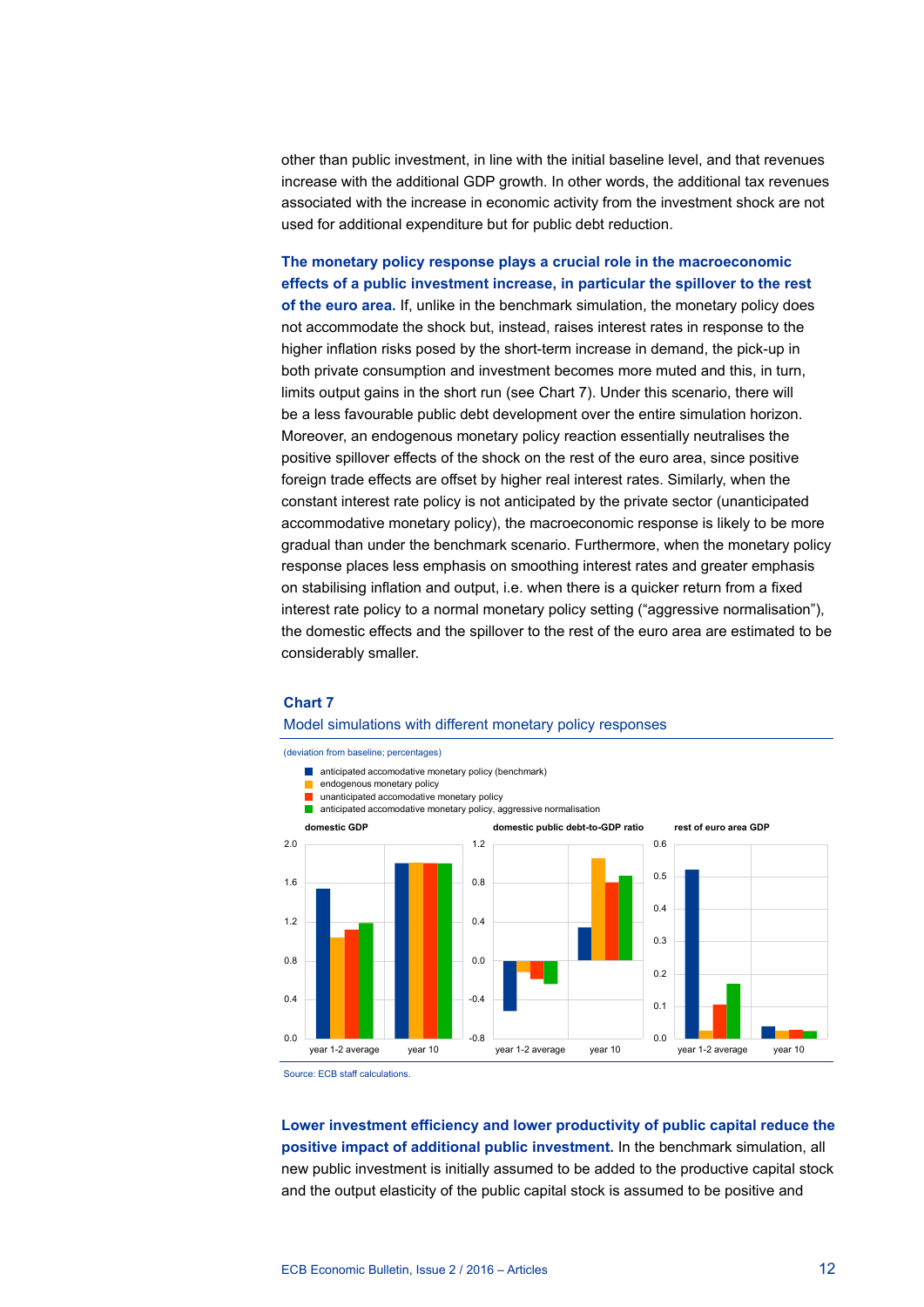other than public investment, in line with the initial baseline level, and that revenues increase with the additional GDP growth. In other words, the additional tax revenues associated with the increase in economic activity from the investment shock are not used for additional expenditure but for public debt reduction.

**The monetary policy response plays a crucial role in the macroeconomic effects of a public investment increase, in particular the spillover to the rest of the euro area.** If, unlike in the benchmark simulation, the monetary policy does not accommodate the shock but, instead, raises interest rates in response to the higher inflation risks posed by the short-term increase in demand, the pick-up in both private consumption and investment becomes more muted and this, in turn, limits output gains in the short run (see Chart 7). Under this scenario, there will be a less favourable public debt development over the entire simulation horizon. Moreover, an endogenous monetary policy reaction essentially neutralises the positive spillover effects of the shock on the rest of the euro area, since positive foreign trade effects are offset by higher real interest rates. Similarly, when the constant interest rate policy is not anticipated by the private sector (unanticipated accommodative monetary policy), the macroeconomic response is likely to be more gradual than under the benchmark scenario. Furthermore, when the monetary policy response places less emphasis on smoothing interest rates and greater emphasis on stabilising inflation and output, i.e. when there is a quicker return from a fixed interest rate policy to a normal monetary policy setting ("aggressive normalisation"), the domestic effects and the spillover to the rest of the euro area are estimated to be considerably smaller.

**Chart 7**
Model simulations with different monetary policy responses

(deviation from baseline; percentages)

- anticipated accomodative monetary policy (benchmark)
- endogenous monetary policy
- unanticipated accomodative monetary policy
- anticipated accomodative monetary policy, aggressive normalisation

domestic GDP | domestic public debt-to-GDP ratio | rest of euro area GDP

Source: ECB staff calculations.

**Lower investment efficiency and lower productivity of public capital reduce the positive impact of additional public investment.** In the benchmark simulation, all new public investment is initially assumed to be added to the productive capital stock and the output elasticity of the public capital stock is assumed to be positive and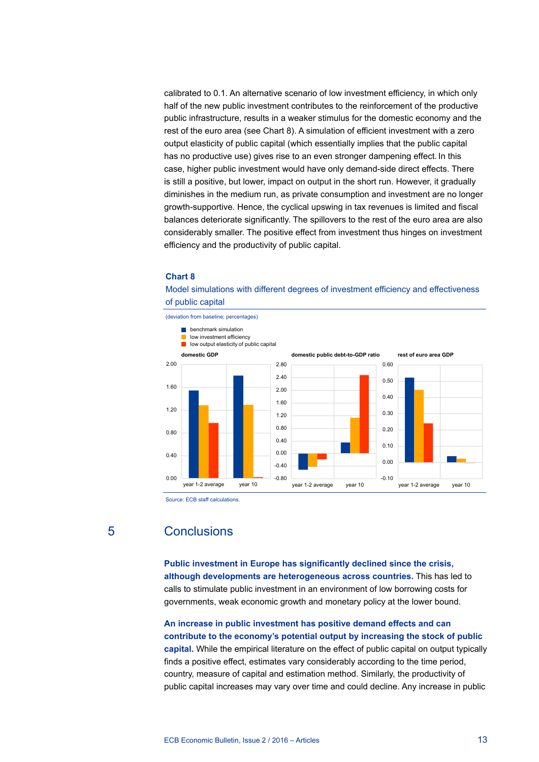calibrated to 0.1. An alternative scenario of low investment efficiency, in which only half of the new public investment contributes to the reinforcement of the productive public infrastructure, results in a weaker stimulus for the domestic economy and the rest of the euro area (see Chart 8). A simulation of efficient investment with a zero output elasticity of public capital (which essentially implies that the public capital has no productive use) gives rise to an even stronger dampening effect. In this case, higher public investment would have only demand-side direct effects. There is still a positive, but lower, impact on output in the short run. However, it gradually diminishes in the medium run, as private consumption and investment are no longer growth-supportive. Hence, the cyclical upswing in tax revenues is limited and fiscal balances deteriorate significantly. The spillovers to the rest of the euro area are also considerably smaller. The positive effect from investment thus hinges on investment efficiency and the productivity of public capital.

**Chart 8**

Model simulations with different degrees of investment efficiency and effectiveness of public capital

(deviation from baseline; percentages)

- benchmark simulation
- low investment efficiency
- low output elasticity of public capital

domestic GDP | domestic public debt-to-GDP ratio | rest of euro area GDP

Source: ECB staff calculations.

## 5 Conclusions

**Public investment in Europe has significantly declined since the crisis, although developments are heterogeneous across countries.** This has led to calls to stimulate public investment in an environment of low borrowing costs for governments, weak economic growth and monetary policy at the lower bound.

**An increase in public investment has positive demand effects and can contribute to the economy's potential output by increasing the stock of public capital.** While the empirical literature on the effect of public capital on output typically finds a positive effect, estimates vary considerably according to the time period, country, measure of capital and estimation method. Similarly, the productivity of public capital increases may vary over time and could decline. Any increase in public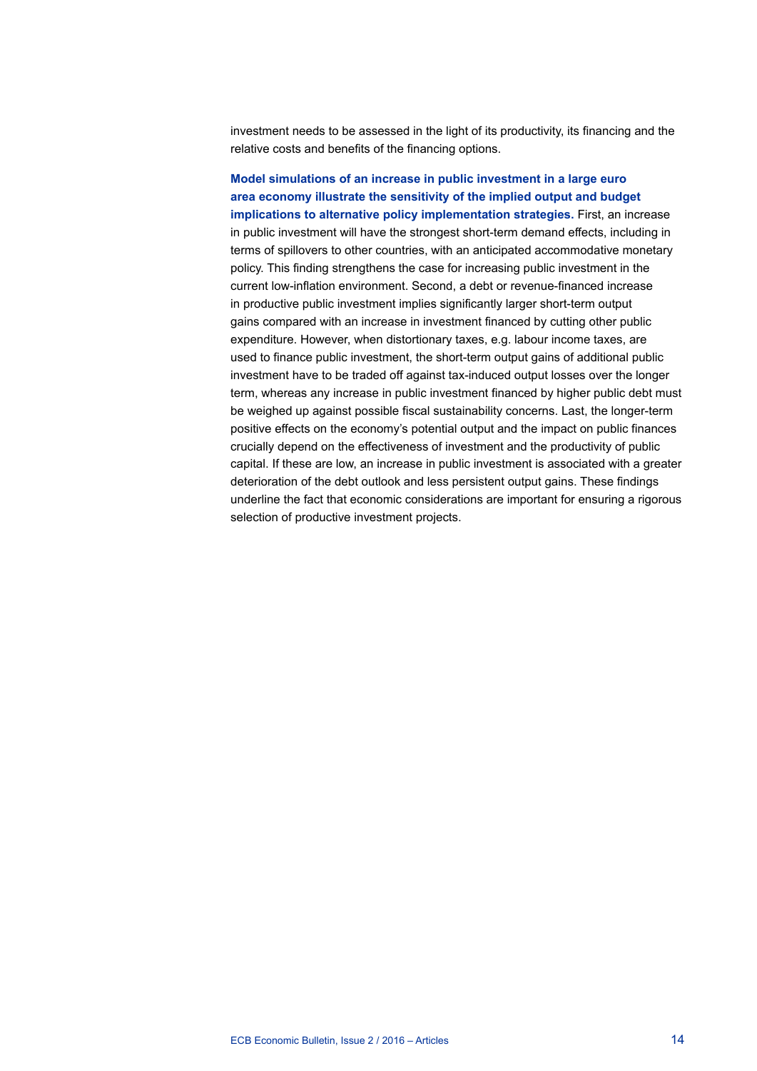investment needs to be assessed in the light of its productivity, its financing and the relative costs and benefits of the financing options.

**Model simulations of an increase in public investment in a large euro area economy illustrate the sensitivity of the implied output and budget implications to alternative policy implementation strategies.** First, an increase in public investment will have the strongest short-term demand effects, including in terms of spillovers to other countries, with an anticipated accommodative monetary policy. This finding strengthens the case for increasing public investment in the current low-inflation environment. Second, a debt or revenue-financed increase in productive public investment implies significantly larger short-term output gains compared with an increase in investment financed by cutting other public expenditure. However, when distortionary taxes, e.g. labour income taxes, are used to finance public investment, the short-term output gains of additional public investment have to be traded off against tax-induced output losses over the longer term, whereas any increase in public investment financed by higher public debt must be weighed up against possible fiscal sustainability concerns. Last, the longer-term positive effects on the economy's potential output and the impact on public finances crucially depend on the effectiveness of investment and the productivity of public capital. If these are low, an increase in public investment is associated with a greater deterioration of the debt outlook and less persistent output gains. These findings underline the fact that economic considerations are important for ensuring a rigorous selection of productive investment projects.